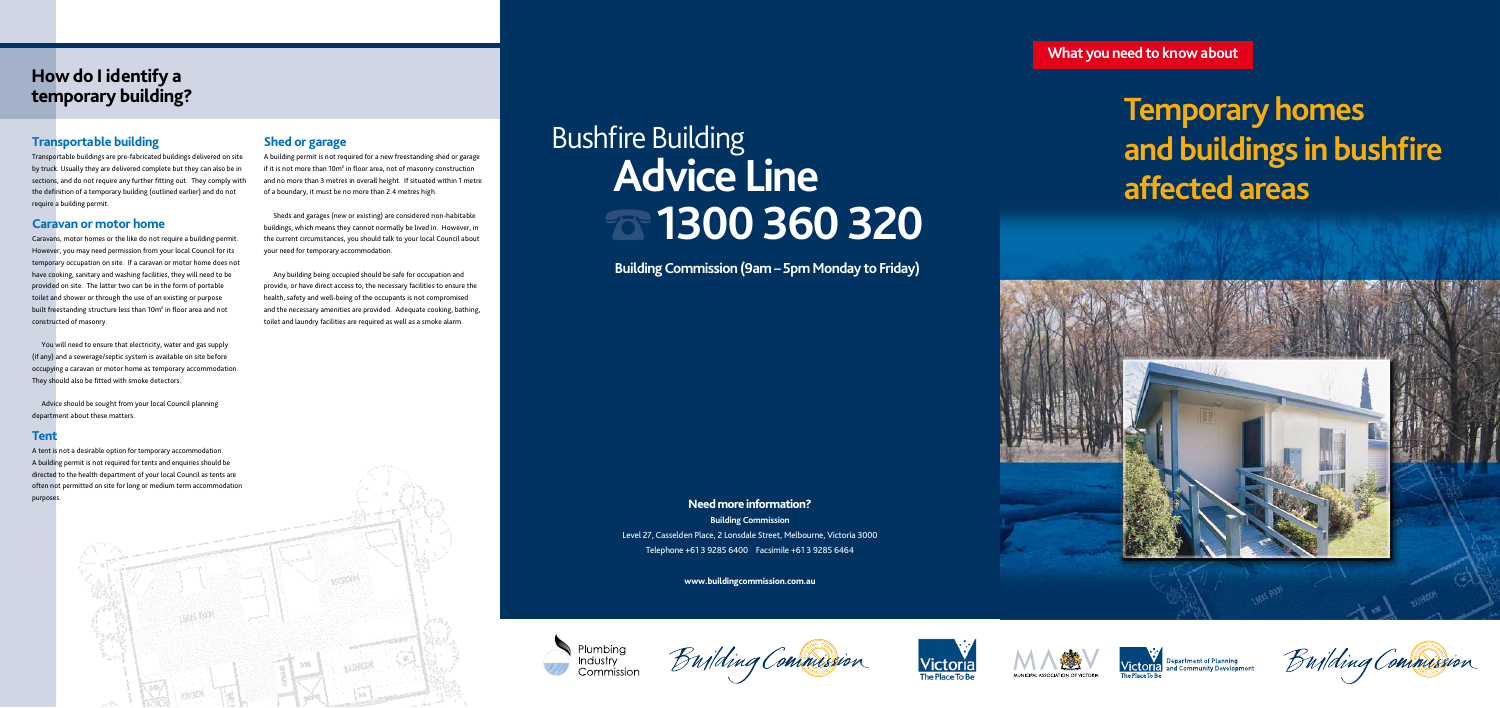## How do I identify a temporary building?

### Transportable building

Transportable buildings are pre-fabricated buildings delivered on site by truck. Usually they are delivered complete but they can also be in sections, and do not require any further fitting out. They comply with the definition of a temporary building (outlined earlier) and do not require a building permit.

### Caravan or motor home

Caravans, motor homes or the like do not require a building permit. However, you may need permission from your local Council for its temporary occupation on site. If a caravan or motor home does not have cooking, sanitary and washing facilities, they will need to be provided on site. The latter two can be in the form of portable toilet and shower or through the use of an existing or purpose built freestanding structure less than 10m² in floor area and not constructed of masonry.

You will need to ensure that electricity, water and gas supply (if any) and a sewerage/septic system is available on site before occupying a caravan or motor home as temporary accommodation. They should also be fitted with smoke detectors.

Advice should be sought from your local Council planning department about these matters.

### Tent

A tent is not a desirable option for temporary accommodation. A building permit is not required for tents and enquiries should be directed to the health department of your local Council as tents are often not permitted on site for long or medium term accommodation purposes.

### Shed or garage

A building permit is not required for a new freestanding shed or garage if it is not more than 10m² in floor area, not of masonry construction and no more than 3 metres in overall height. If situated within 1 metre of a boundary, it must be no more than 2.4 metres high.

Sheds and garages (new or existing) are considered non-habitable buildings, which means they cannot normally be lived in. However, in the current circumstances, you should talk to your local Council about your need for temporary accommodation.

Any building being occupied should be safe for occupation and provide, or have direct access to, the necessary facilities to ensure the health, safety and well-being of the occupants is not compromised and the necessary amenities are provided. Adequate cooking, bathing, toilet and laundry facilities are required as well as a smoke alarm.

# Bushfire Building **Advice Line**

# 1300 360 320

**Building Commission (9am – 5pm Monday to Friday)**

**Need more information?**

**Building Commission**
Level 27, Casselden Place, 2 Lonsdale Street, Melbourne, Victoria 3000
Telephone +61 3 9285 6400 Facsimile +61 3 9285 6464

**www.buildingcommission.com.au**

Plumbing Industry Commission | Building Commission | Victoria The Place To Be | Municipal Association of Victoria | Victoria Department of Planning and Community Development

**What you need to know about**

# Temporary homes and buildings in bushfire affected areas

Building Commission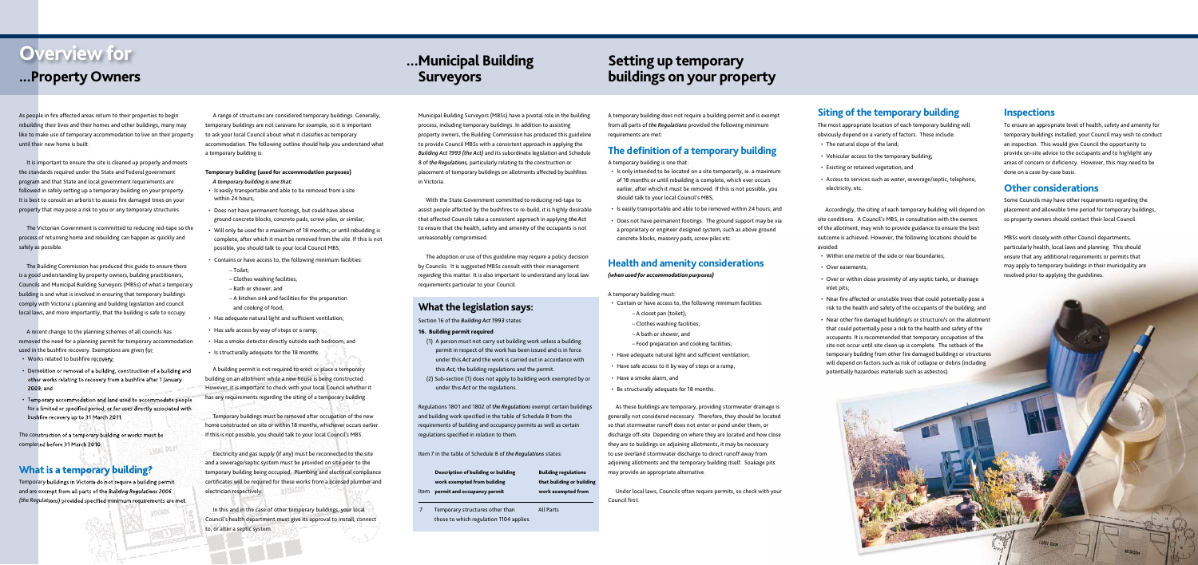# Overview for

## ...Property Owners

As people in fire affected areas return to their properties to begin rebuilding their lives and their homes and other buildings, many may like to make use of temporary accommodation to live on their property until their new home is built.

It is important to ensure the site is cleaned up properly and meets the standards required under the State and Federal government program and that State and local government requirements are followed in safely setting up a temporary building on your property. It is best to consult an arborist to assess fire damaged trees on your property that may pose a risk to you or any temporary structures.

The Victorian Government is committed to reducing red-tape so the process of returning home and rebuilding can happen as quickly and safely as possible.

The Building Commission has produced this guide to ensure there is a good understanding by property owners, building practitioners, Councils and Municipal Building Surveyors (MBSs) of what a temporary building is and what is involved in ensuring that temporary buildings comply with Victoria's planning and building legislation and council local laws, and more importantly, that the building is safe to occupy.

A recent change to the planning schemes of all councils has removed the need for a planning permit for temporary accommodation used in the bushfire recovery. Exemptions are given for;

- Works related to bushfire recovery;
- Demolition or removal of a building, construction of a building and other works relating to recovery from a bushfire after 1 January 2009; and
- Temporary accommodation and land used to accommodate people for a limited or specified period, or for uses directly associated with bushfire recovery up to 31 March 2011.

The construction of a temporary building or works must be completed before 31 March 2010.

## What is a temporary building?

Temporary buildings in Victoria do not require a building permit and are exempt from all parts of the *Building Regulations 2006 (the Regulations)* provided specified minimum requirements are met.

A range of structures are considered temporary buildings. Generally, temporary buildings are not caravans for example, so it is important to ask your local Council about what it classifies as temporary accommodation. The following outline should help you understand what a temporary building is:

**Temporary building (used for accommodation purposes)**
*A temporary building is one that:*

- Is easily transportable and able to be removed from a site within 24 hours;
- Does not have permanent footings, but could have above ground concrete blocks, concrete pads, screw piles, or similar;
- Will only be used for a maximum of 18 months, or until rebuilding is complete, after which it must be removed from the site. If this is not possible, you should talk to your local Council MBS;
- Contains or have access to, the following minimum facilities:
  - Toilet;
  - Clothes washing facilities;
  - Bath or shower; and
  - A kitchen sink and facilities for the preparation and cooking of food;
- Has adequate natural light and sufficient ventilation;
- Has safe access by way of steps or a ramp;
- Has a smoke detector directly outside each bedroom; and
- Is structurally adequate for the 18 months.

A building permit is not required to erect or place a temporary building on an allotment while a new house is being constructed. However, it is important to check with your local Council whether it has any requirements regarding the siting of a temporary building.

Temporary buildings must be removed after occupation of the new home constructed on site or within 18 months, whichever occurs earlier. If this is not possible, you should talk to your local Council's MBS.

Electricity and gas supply (if any) must be reconnected to the site and a sewerage/septic system must be provided on site prior to the temporary building being occupied. Plumbing and electrical compliance certificates will be required for these works from a licensed plumber and electrician respectively.

In this and in the case of other temporary buildings, your local Council's health department must give its approval to install, connect to, or alter a septic system.

# ...Municipal Building Surveyors

Municipal Building Surveyors (MBSs) have a pivotal role in the building process, including temporary buildings. In addition to assisting property owners, the Building Commission has produced this guideline to provide Council MBSs with a consistent approach in applying the *Building Act 1993 (the Act)* and its subordinate legislation and Schedule 8 of *the Regulations*, particularly relating to the construction or placement of temporary buildings on allotments affected by bushfires in Victoria.

With the State Government committed to reducing red-tape to assist people affected by the bushfires to re-build, it is highly desirable that affected Councils take a consistent approach in applying *the Act* to ensure that the health, safety and amenity of the occupants is not unreasonably compromised.

The adoption or use of this guideline may require a policy decision by Councils. It is suggested MBSs consult with their management regarding this matter. It is also important to understand any local law requirements particular to your Council.

## What the legislation says:

Section 16 of the *Building Act 1993* states:

**16. Building permit required**

(1) A person must not carry out building work unless a building permit in respect of the work has been issued and is in force under this *Act* and the work is carried out in accordance with this *Act*, the building regulations and the permit.

(2) Sub-section (1) does not apply to building work exempted by or under this *Act* or the regulations.

Regulations 1801 and 1802 of *the Regulations* exempt certain buildings and building work specified in the table of Schedule 8 from the requirements of building and occupancy permits as well as certain regulations specified in relation to them.

Item 7 in the table of Schedule 8 of *the Regulations* states:

| Item | Description of building or building work exempted from building permit and occupancy permit | Building regulations that building or building work exempted from |
|---|---|---|
| 7 | Temporary structures other than those to which regulation 1104 applies. | All Parts |

# Setting up temporary buildings on your property

A temporary building does not require a building permit and is exempt from all parts of *the Regulations* provided the following minimum requirements are met:

## The definition of a temporary building

A temporary building is one that:

- Is only intended to be located on a site temporarily, ie. a maximum of 18 months or until rebuilding is complete, which ever occurs earlier, after which it must be removed. If this is not possible, you should talk to your local Council's MBS;
- Is easily transportable and able to be removed within 24 hours; and
- Does not have permanent footings. The ground support may be via a proprietary or engineer designed system, such as above ground concrete blocks, masonry pads, screw piles etc.

## Health and amenity considerations

*(when used for accommodation purposes)*

A temporary building must:

- Contain or have access to, the following minimum facilities:
  - A closet pan (toilet);
  - Clothes washing facilities;
  - A bath or shower; and
  - Food preparation and cooking facilities;
- Have adequate natural light and sufficient ventilation;
- Have safe access to it by way of steps or a ramp;
- Have a smoke alarm; and
- Be structurally adequate for 18 months.

As these buildings are temporary, providing stormwater drainage is generally not considered necessary. Therefore, they should be located so that stormwater runoff does not enter or pond under them, or discharge off-site. Depending on where they are located and how close they are to buildings on adjoining allotments, it may be necessary to use overland stormwater discharge to direct runoff away from adjoining allotments and the temporary building itself. Soakage pits may provide an appropriate alternative.

Under local laws, Councils often require permits, so check with your Council first.

## Siting of the temporary building

The most appropriate location of each temporary building will obviously depend on a variety of factors. These include:

- The natural slope of the land;
- Vehicular access to the temporary building;
- Existing or retained vegetation; and
- Access to services such as water, sewerage/septic, telephone, electricity, etc.

Accordingly, the siting of each temporary building will depend on site conditions. A Council's MBS, in consultation with the owners of the allotment, may wish to provide guidance to ensure the best outcome is achieved. However, the following locations should be avoided:

- Within one metre of the side or rear boundaries;
- Over easements;
- Over or within close proximity of any septic tanks, or drainage inlet pits;
- Near fire affected or unstable trees that could potentially pose a risk to the health and safety of the occupants of the building; and
- Near other fire damaged building/s or structure/s on the allotment that could potentially pose a risk to the health and safety of the occupants. It is recommended that temporary occupation of the site not occur until site clean up is complete. The setback of the temporary building from other fire damaged buildings or structures will depend on factors such as risk of collapse or debris (including potentially hazardous materials such as asbestos).

## Inspections

To ensure an appropriate level of health, safety and amenity for temporary buildings installed, your Council may wish to conduct an inspection. This would give Council the opportunity to provide on-site advice to the occupants and to highlight any areas of concern or deficiency. However, this may need to be done on a case-by-case basis.

## Other considerations

Some Councils may have other requirements regarding the placement and allowable time period for temporary buildings, so property owners should contact their local Council.

MBSs work closely with other Council departments, particularly health, local laws and planning. This should ensure that any additional requirements or permits that may apply to temporary buildings in their municipality are resolved prior to applying the guidelines.